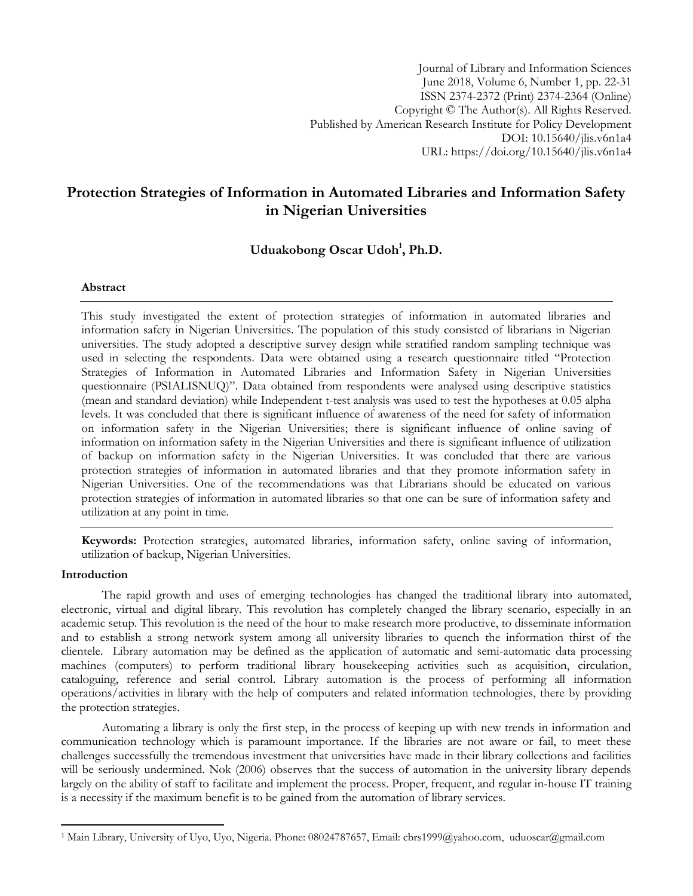Journal of Library and Information Sciences
June 2018, Volume 6, Number 1, pp. 22-31
ISSN 2374-2372 (Print) 2374-2364 (Online)
Copyright © The Author(s). All Rights Reserved.
Published by American Research Institute for Policy Development
DOI: 10.15640/jlis.v6n1a4
URL: https://doi.org/10.15640/jlis.v6n1a4

# Protection Strategies of Information in Automated Libraries and Information Safety in Nigerian Universities

**Uduakobong Oscar Udoh[1], Ph.D.**

### Abstract

This study investigated the extent of protection strategies of information in automated libraries and information safety in Nigerian Universities. The population of this study consisted of librarians in Nigerian universities. The study adopted a descriptive survey design while stratified random sampling technique was used in selecting the respondents. Data were obtained using a research questionnaire titled "Protection Strategies of Information in Automated Libraries and Information Safety in Nigerian Universities questionnaire (PSIALISNUQ)". Data obtained from respondents were analysed using descriptive statistics (mean and standard deviation) while Independent t-test analysis was used to test the hypotheses at 0.05 alpha levels. It was concluded that there is significant influence of awareness of the need for safety of information on information safety in the Nigerian Universities; there is significant influence of online saving of information on information safety in the Nigerian Universities and there is significant influence of utilization of backup on information safety in the Nigerian Universities. It was concluded that there are various protection strategies of information in automated libraries and that they promote information safety in Nigerian Universities. One of the recommendations was that Librarians should be educated on various protection strategies of information in automated libraries so that one can be sure of information safety and utilization at any point in time.

**Keywords:** Protection strategies, automated libraries, information safety, online saving of information, utilization of backup, Nigerian Universities.

### Introduction

The rapid growth and uses of emerging technologies has changed the traditional library into automated, electronic, virtual and digital library. This revolution has completely changed the library scenario, especially in an academic setup. This revolution is the need of the hour to make research more productive, to disseminate information and to establish a strong network system among all university libraries to quench the information thirst of the clientele. Library automation may be defined as the application of automatic and semi-automatic data processing machines (computers) to perform traditional library housekeeping activities such as acquisition, circulation, cataloguing, reference and serial control. Library automation is the process of performing all information operations/activities in library with the help of computers and related information technologies, there by providing the protection strategies.

Automating a library is only the first step, in the process of keeping up with new trends in information and communication technology which is paramount importance. If the libraries are not aware or fail, to meet these challenges successfully the tremendous investment that universities have made in their library collections and facilities will be seriously undermined. Nok (2006) observes that the success of automation in the university library depends largely on the ability of staff to facilitate and implement the process. Proper, frequent, and regular in-house IT training is a necessity if the maximum benefit is to be gained from the automation of library services.

---

[1] Main Library, University of Uyo, Uyo, Nigeria. Phone: 08024787657, Email: cbrs1999@yahoo.com, uduoscar@gmail.com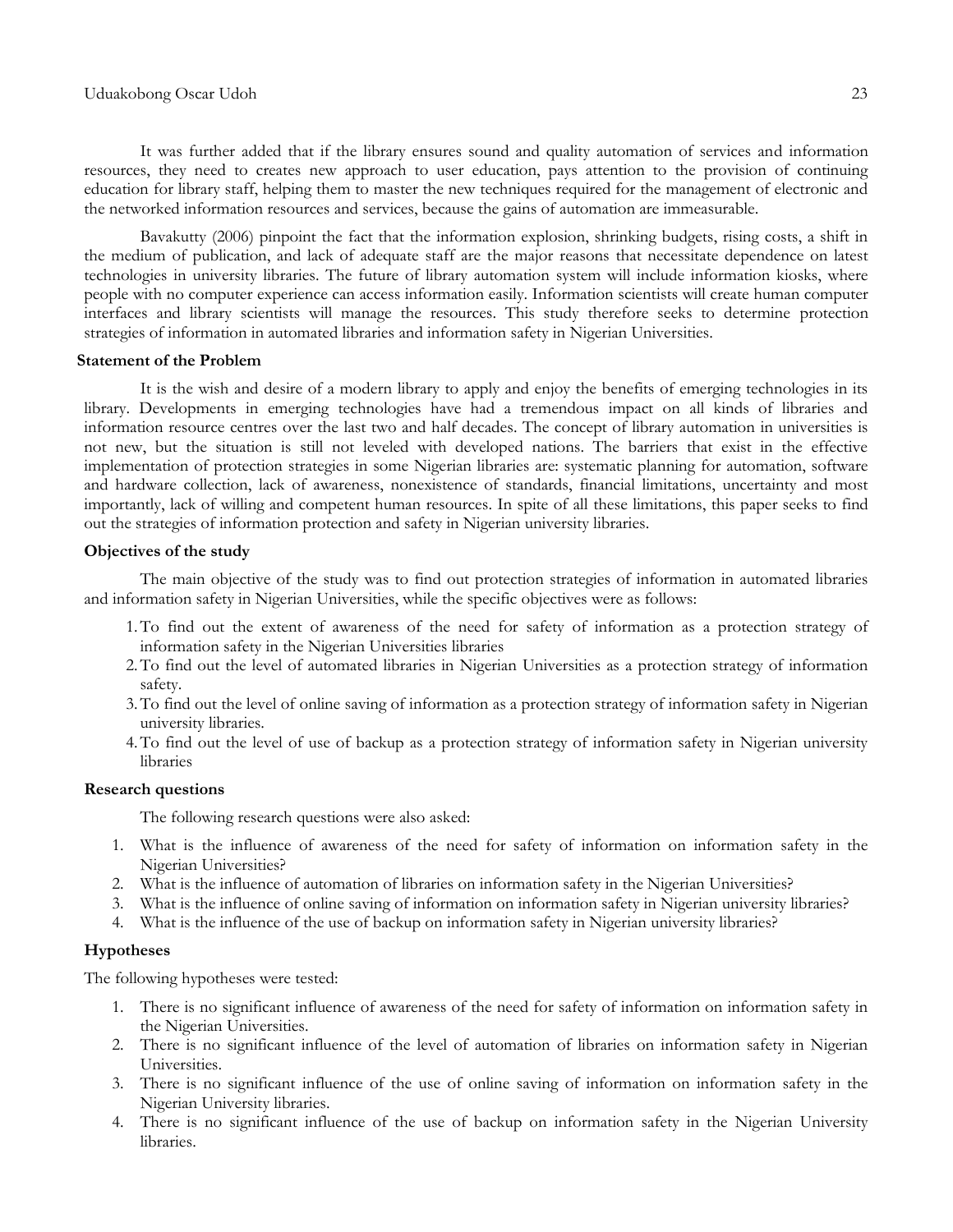It was further added that if the library ensures sound and quality automation of services and information resources, they need to creates new approach to user education, pays attention to the provision of continuing education for library staff, helping them to master the new techniques required for the management of electronic and the networked information resources and services, because the gains of automation are immeasurable.

Bavakutty (2006) pinpoint the fact that the information explosion, shrinking budgets, rising costs, a shift in the medium of publication, and lack of adequate staff are the major reasons that necessitate dependence on latest technologies in university libraries. The future of library automation system will include information kiosks, where people with no computer experience can access information easily. Information scientists will create human computer interfaces and library scientists will manage the resources. This study therefore seeks to determine protection strategies of information in automated libraries and information safety in Nigerian Universities.

## Statement of the Problem

It is the wish and desire of a modern library to apply and enjoy the benefits of emerging technologies in its library. Developments in emerging technologies have had a tremendous impact on all kinds of libraries and information resource centres over the last two and half decades. The concept of library automation in universities is not new, but the situation is still not leveled with developed nations. The barriers that exist in the effective implementation of protection strategies in some Nigerian libraries are: systematic planning for automation, software and hardware collection, lack of awareness, nonexistence of standards, financial limitations, uncertainty and most importantly, lack of willing and competent human resources. In spite of all these limitations, this paper seeks to find out the strategies of information protection and safety in Nigerian university libraries.

## Objectives of the study

The main objective of the study was to find out protection strategies of information in automated libraries and information safety in Nigerian Universities, while the specific objectives were as follows:

1. To find out the extent of awareness of the need for safety of information as a protection strategy of information safety in the Nigerian Universities libraries
2. To find out the level of automated libraries in Nigerian Universities as a protection strategy of information safety.
3. To find out the level of online saving of information as a protection strategy of information safety in Nigerian university libraries.
4. To find out the level of use of backup as a protection strategy of information safety in Nigerian university libraries

## Research questions

The following research questions were also asked:

1. What is the influence of awareness of the need for safety of information on information safety in the Nigerian Universities?
2. What is the influence of automation of libraries on information safety in the Nigerian Universities?
3. What is the influence of online saving of information on information safety in Nigerian university libraries?
4. What is the influence of the use of backup on information safety in Nigerian university libraries?

## Hypotheses

The following hypotheses were tested:

1. There is no significant influence of awareness of the need for safety of information on information safety in the Nigerian Universities.
2. There is no significant influence of the level of automation of libraries on information safety in Nigerian Universities.
3. There is no significant influence of the use of online saving of information on information safety in the Nigerian University libraries.
4. There is no significant influence of the use of backup on information safety in the Nigerian University libraries.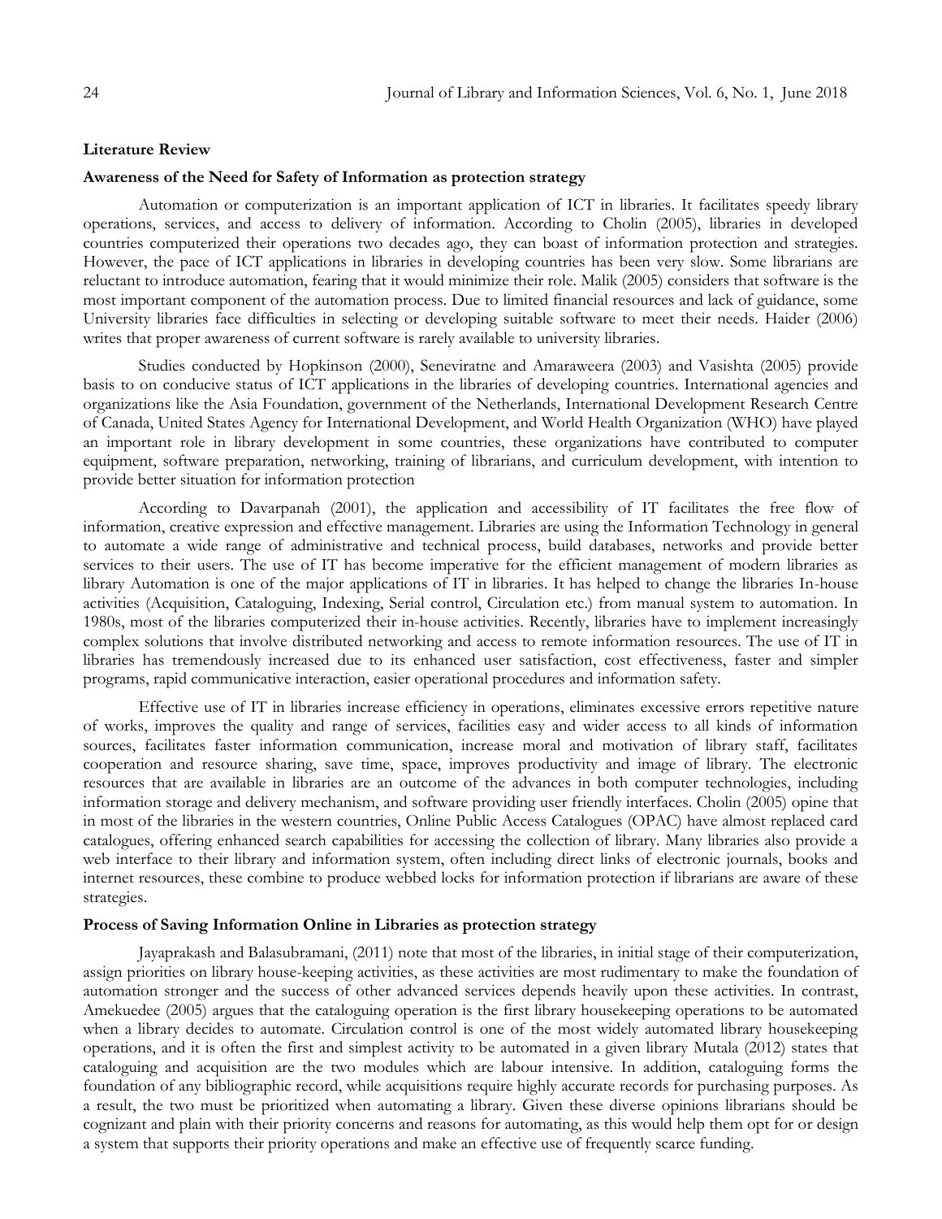## Literature Review

### Awareness of the Need for Safety of Information as protection strategy

Automation or computerization is an important application of ICT in libraries. It facilitates speedy library operations, services, and access to delivery of information. According to Cholin (2005), libraries in developed countries computerized their operations two decades ago, they can boast of information protection and strategies. However, the pace of ICT applications in libraries in developing countries has been very slow. Some librarians are reluctant to introduce automation, fearing that it would minimize their role. Malik (2005) considers that software is the most important component of the automation process. Due to limited financial resources and lack of guidance, some University libraries face difficulties in selecting or developing suitable software to meet their needs. Haider (2006) writes that proper awareness of current software is rarely available to university libraries.

Studies conducted by Hopkinson (2000), Seneviratne and Amaraweera (2003) and Vasishta (2005) provide basis to on conducive status of ICT applications in the libraries of developing countries. International agencies and organizations like the Asia Foundation, government of the Netherlands, International Development Research Centre of Canada, United States Agency for International Development, and World Health Organization (WHO) have played an important role in library development in some countries, these organizations have contributed to computer equipment, software preparation, networking, training of librarians, and curriculum development, with intention to provide better situation for information protection

According to Davarpanah (2001), the application and accessibility of IT facilitates the free flow of information, creative expression and effective management. Libraries are using the Information Technology in general to automate a wide range of administrative and technical process, build databases, networks and provide better services to their users. The use of IT has become imperative for the efficient management of modern libraries as library Automation is one of the major applications of IT in libraries. It has helped to change the libraries In-house activities (Acquisition, Cataloguing, Indexing, Serial control, Circulation etc.) from manual system to automation. In 1980s, most of the libraries computerized their in-house activities. Recently, libraries have to implement increasingly complex solutions that involve distributed networking and access to remote information resources. The use of IT in libraries has tremendously increased due to its enhanced user satisfaction, cost effectiveness, faster and simpler programs, rapid communicative interaction, easier operational procedures and information safety.

Effective use of IT in libraries increase efficiency in operations, eliminates excessive errors repetitive nature of works, improves the quality and range of services, facilities easy and wider access to all kinds of information sources, facilitates faster information communication, increase moral and motivation of library staff, facilitates cooperation and resource sharing, save time, space, improves productivity and image of library. The electronic resources that are available in libraries are an outcome of the advances in both computer technologies, including information storage and delivery mechanism, and software providing user friendly interfaces. Cholin (2005) opine that in most of the libraries in the western countries, Online Public Access Catalogues (OPAC) have almost replaced card catalogues, offering enhanced search capabilities for accessing the collection of library. Many libraries also provide a web interface to their library and information system, often including direct links of electronic journals, books and internet resources, these combine to produce webbed locks for information protection if librarians are aware of these strategies.

### Process of Saving Information Online in Libraries as protection strategy

Jayaprakash and Balasubramani, (2011) note that most of the libraries, in initial stage of their computerization, assign priorities on library house-keeping activities, as these activities are most rudimentary to make the foundation of automation stronger and the success of other advanced services depends heavily upon these activities. In contrast, Amekuedee (2005) argues that the cataloguing operation is the first library housekeeping operations to be automated when a library decides to automate. Circulation control is one of the most widely automated library housekeeping operations, and it is often the first and simplest activity to be automated in a given library Mutala (2012) states that cataloguing and acquisition are the two modules which are labour intensive. In addition, cataloguing forms the foundation of any bibliographic record, while acquisitions require highly accurate records for purchasing purposes. As a result, the two must be prioritized when automating a library. Given these diverse opinions librarians should be cognizant and plain with their priority concerns and reasons for automating, as this would help them opt for or design a system that supports their priority operations and make an effective use of frequently scarce funding.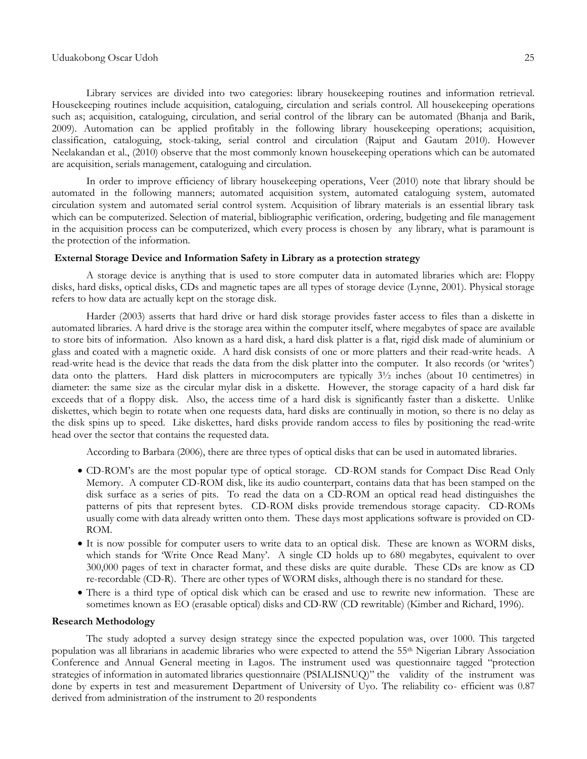Library services are divided into two categories: library housekeeping routines and information retrieval. Housekeeping routines include acquisition, cataloguing, circulation and serials control. All housekeeping operations such as; acquisition, cataloguing, circulation, and serial control of the library can be automated (Bhanja and Barik, 2009). Automation can be applied profitably in the following library housekeeping operations; acquisition, classification, cataloguing, stock-taking, serial control and circulation (Rajput and Gautam 2010). However Neelakandan et al., (2010) observe that the most commonly known housekeeping operations which can be automated are acquisition, serials management, cataloguing and circulation.

In order to improve efficiency of library housekeeping operations, Veer (2010) note that library should be automated in the following manners; automated acquisition system, automated cataloguing system, automated circulation system and automated serial control system. Acquisition of library materials is an essential library task which can be computerized. Selection of material, bibliographic verification, ordering, budgeting and file management in the acquisition process can be computerized, which every process is chosen by any library, what is paramount is the protection of the information.

**External Storage Device and Information Safety in Library as a protection strategy**

A storage device is anything that is used to store computer data in automated libraries which are: Floppy disks, hard disks, optical disks, CDs and magnetic tapes are all types of storage device (Lynne, 2001). Physical storage refers to how data are actually kept on the storage disk.

Harder (2003) asserts that hard drive or hard disk storage provides faster access to files than a diskette in automated libraries. A hard drive is the storage area within the computer itself, where megabytes of space are available to store bits of information. Also known as a hard disk, a hard disk platter is a flat, rigid disk made of aluminium or glass and coated with a magnetic oxide. A hard disk consists of one or more platters and their read-write heads. A read-write head is the device that reads the data from the disk platter into the computer. It also records (or 'writes') data onto the platters. Hard disk platters in microcomputers are typically 3½ inches (about 10 centimetres) in diameter: the same size as the circular mylar disk in a diskette. However, the storage capacity of a hard disk far exceeds that of a floppy disk. Also, the access time of a hard disk is significantly faster than a diskette. Unlike diskettes, which begin to rotate when one requests data, hard disks are continually in motion, so there is no delay as the disk spins up to speed. Like diskettes, hard disks provide random access to files by positioning the read-write head over the sector that contains the requested data.

According to Barbara (2006), there are three types of optical disks that can be used in automated libraries.

- CD-ROM's are the most popular type of optical storage. CD-ROM stands for Compact Disc Read Only Memory. A computer CD-ROM disk, like its audio counterpart, contains data that has been stamped on the disk surface as a series of pits. To read the data on a CD-ROM an optical read head distinguishes the patterns of pits that represent bytes. CD-ROM disks provide tremendous storage capacity. CD-ROMs usually come with data already written onto them. These days most applications software is provided on CD-ROM.
- It is now possible for computer users to write data to an optical disk. These are known as WORM disks, which stands for 'Write Once Read Many'. A single CD holds up to 680 megabytes, equivalent to over 300,000 pages of text in character format, and these disks are quite durable. These CDs are know as CD re-recordable (CD-R). There are other types of WORM disks, although there is no standard for these.
- There is a third type of optical disk which can be erased and use to rewrite new information. These are sometimes known as EO (erasable optical) disks and CD-RW (CD rewritable) (Kimber and Richard, 1996).

**Research Methodology**

The study adopted a survey design strategy since the expected population was, over 1000. This targeted population was all librarians in academic libraries who were expected to attend the 55th Nigerian Library Association Conference and Annual General meeting in Lagos. The instrument used was questionnaire tagged "protection strategies of information in automated libraries questionnaire (PSIALISNUQ)" the validity of the instrument was done by experts in test and measurement Department of University of Uyo. The reliability co- efficient was 0.87 derived from administration of the instrument to 20 respondents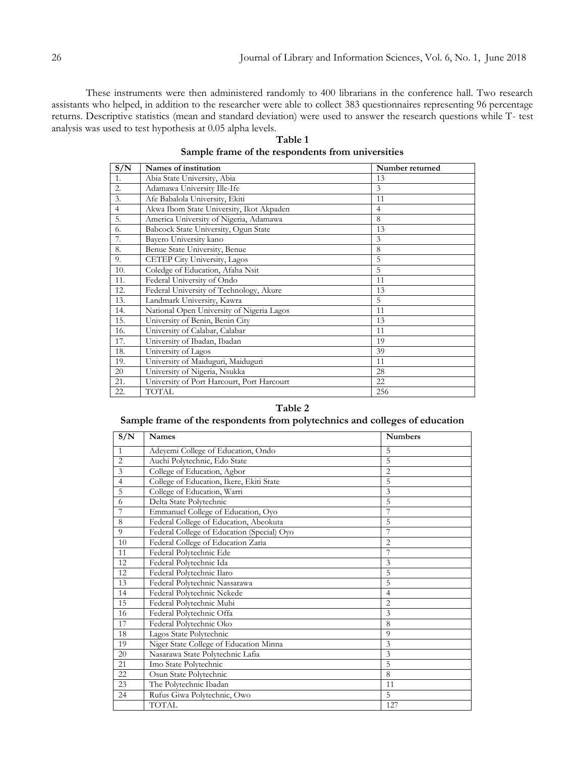These instruments were then administered randomly to 400 librarians in the conference hall. Two research assistants who helped, in addition to the researcher were able to collect 383 questionnaires representing 96 percentage returns. Descriptive statistics (mean and standard deviation) were used to answer the research questions while T- test analysis was used to test hypothesis at 0.05 alpha levels.

**Table 1**

**Sample frame of the respondents from universities**

| S/N | Names of institution | Number returned |
|---|---|---|
| 1. | Abia State University, Abia | 13 |
| 2. | Adamawa University Ille-Ife | 3 |
| 3. | Afe Babalola University, Ekiti | 11 |
| 4 | Akwa Ibom State University, Ikot Akpaden | 4 |
| 5. | America University of Nigeria, Adamawa | 8 |
| 6. | Babcock State University, Ogun State | 13 |
| 7. | Bayero University kano | 3 |
| 8. | Benue State University, Benue | 8 |
| 9. | CETEP City University, Lagos | 5 |
| 10. | Coledge of Education, Afaha Nsit | 5 |
| 11. | Federal University of Ondo | 11 |
| 12. | Federal University of Technology, Akure | 13 |
| 13. | Landmark University, Kawra | 5 |
| 14. | National Open University of Nigeria Lagos | 11 |
| 15. | University of Benin, Benin City | 13 |
| 16. | University of Calabar, Calabar | 11 |
| 17. | University of Ibadan, Ibadan | 19 |
| 18. | University of Lagos | 39 |
| 19. | University of Maiduguri, Maiduguri | 11 |
| 20 | University of Nigeria, Nsukka | 28 |
| 21. | University of Port Harcourt, Port Harcourt | 22 |
| 22. | TOTAL | 256 |

**Table 2**

**Sample frame of the respondents from polytechnics and colleges of education**

| S/N | Names | Numbers |
|---|---|---|
| 1 | Adeyemi College of Education, Ondo | 5 |
| 2 | Auchi Polytechnic, Edo State | 5 |
| 3 | College of Education, Agbor | 2 |
| 4 | College of Education, Ikere, Ekiti State | 5 |
| 5 | College of Education, Warri | 3 |
| 6 | Delta State Polytechnic | 5 |
| 7 | Emmanuel College of Education, Oyo | 7 |
| 8 | Federal College of Education, Abeokuta | 5 |
| 9 | Federal College of Education (Special) Oyo | 7 |
| 10 | Federal College of Education Zaria | 2 |
| 11 | Federal Polytechnic Ede | 7 |
| 12 | Federal Polytechnic Ida | 3 |
| 12 | Federal Polytechnic Ilaro | 5 |
| 13 | Federal Polytechnic Nassarawa | 5 |
| 14 | Federal Polytechnic Nekede | 4 |
| 15 | Federal Polytechnic Mubi | 2 |
| 16 | Federal Polytechnic Offa | 3 |
| 17 | Federal Polytechnic Oko | 8 |
| 18 | Lagos State Polytechnic | 9 |
| 19 | Niger State College of Education Minna | 3 |
| 20 | Nasarawa State Polytechnic Lafia | 3 |
| 21 | Imo State Polytechnic | 5 |
| 22 | Osun State Polytechnic | 8 |
| 23 | The Polytechnic Ibadan | 11 |
| 24 | Rufus Giwa Polytechnic, Owo | 5 |
| | TOTAL | 127 |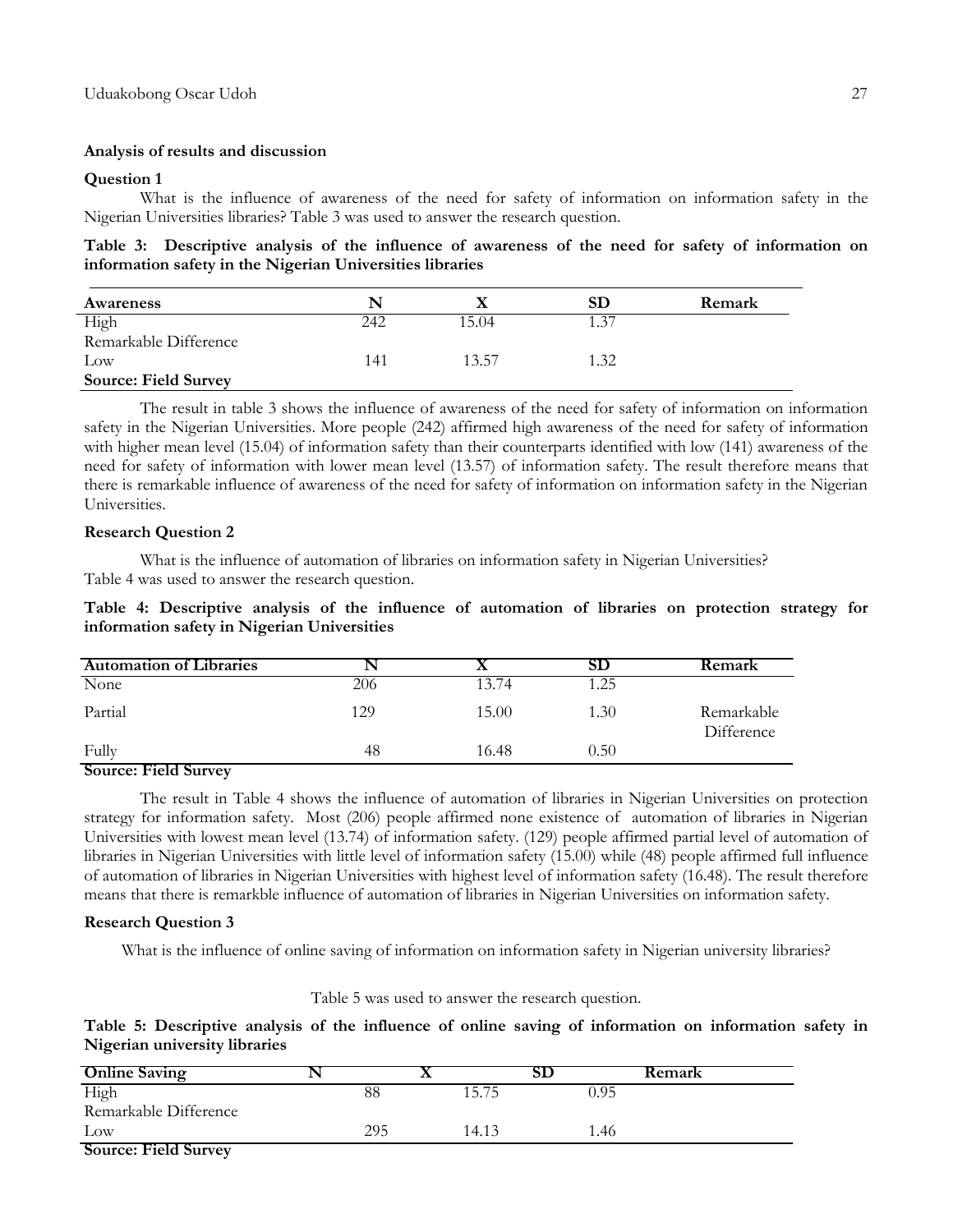**Analysis of results and discussion**

**Question 1**

What is the influence of awareness of the need for safety of information on information safety in the Nigerian Universities libraries? Table 3 was used to answer the research question.

**Table 3: Descriptive analysis of the influence of awareness of the need for safety of information on information safety in the Nigerian Universities libraries**

| Awareness | N | X | SD | Remark |
|---|---|---|---|---|
| High | 242 | 15.04 | 1.37 | |
| Remarkable Difference | | | | |
| Low | 141 | 13.57 | 1.32 | |
| **Source: Field Survey** | | | | |

The result in table 3 shows the influence of awareness of the need for safety of information on information safety in the Nigerian Universities. More people (242) affirmed high awareness of the need for safety of information with higher mean level (15.04) of information safety than their counterparts identified with low (141) awareness of the need for safety of information with lower mean level (13.57) of information safety. The result therefore means that there is remarkable influence of awareness of the need for safety of information on information safety in the Nigerian Universities.

**Research Question 2**

What is the influence of automation of libraries on information safety in Nigerian Universities? Table 4 was used to answer the research question.

**Table 4: Descriptive analysis of the influence of automation of libraries on protection strategy for information safety in Nigerian Universities**

| Automation of Libraries | N | X | SD | Remark |
|---|---|---|---|---|
| None | 206 | 13.74 | 1.25 | |
| Partial | 129 | 15.00 | 1.30 | Remarkable Difference |
| Fully | 48 | 16.48 | 0.50 | |

**Source: Field Survey**

The result in Table 4 shows the influence of automation of libraries in Nigerian Universities on protection strategy for information safety. Most (206) people affirmed none existence of automation of libraries in Nigerian Universities with lowest mean level (13.74) of information safety. (129) people affirmed partial level of automation of libraries in Nigerian Universities with little level of information safety (15.00) while (48) people affirmed full influence of automation of libraries in Nigerian Universities with highest level of information safety (16.48). The result therefore means that there is remarkble influence of automation of libraries in Nigerian Universities on information safety.

**Research Question 3**

What is the influence of online saving of information on information safety in Nigerian university libraries?

Table 5 was used to answer the research question.

**Table 5: Descriptive analysis of the influence of online saving of information on information safety in Nigerian university libraries**

| Online Saving | N | X | SD | Remark |
|---|---|---|---|---|
| High | 88 | 15.75 | 0.95 | |
| Remarkable Difference | | | | |
| Low | 295 | 14.13 | 1.46 | |

**Source: Field Survey**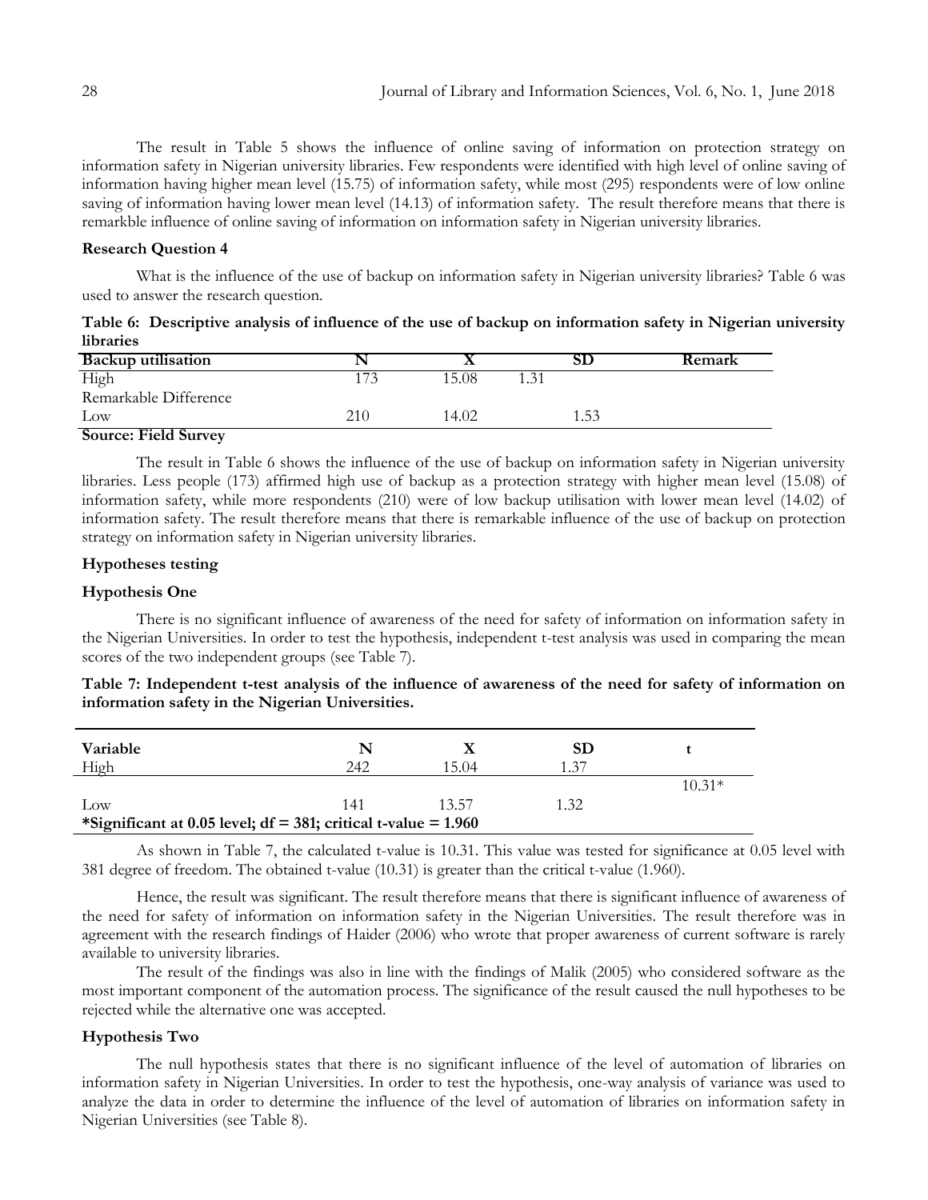The result in Table 5 shows the influence of online saving of information on protection strategy on information safety in Nigerian university libraries. Few respondents were identified with high level of online saving of information having higher mean level (15.75) of information safety, while most (295) respondents were of low online saving of information having lower mean level (14.13) of information safety. The result therefore means that there is remarkble influence of online saving of information on information safety in Nigerian university libraries.

**Research Question 4**

What is the influence of the use of backup on information safety in Nigerian university libraries? Table 6 was used to answer the research question.

**Table 6: Descriptive analysis of influence of the use of backup on information safety in Nigerian university libraries**

| Backup utilisation | N | X | SD | Remark |
|---|---|---|---|---|
| High | 173 | 15.08 | 1.31 | |
| Remarkable Difference | | | | |
| Low | 210 | 14.02 | 1.53 | |

**Source: Field Survey**

The result in Table 6 shows the influence of the use of backup on information safety in Nigerian university libraries. Less people (173) affirmed high use of backup as a protection strategy with higher mean level (15.08) of information safety, while more respondents (210) were of low backup utilisation with lower mean level (14.02) of information safety. The result therefore means that there is remarkable influence of the use of backup on protection strategy on information safety in Nigerian university libraries.

**Hypotheses testing**

**Hypothesis One**

There is no significant influence of awareness of the need for safety of information on information safety in the Nigerian Universities. In order to test the hypothesis, independent t-test analysis was used in comparing the mean scores of the two independent groups (see Table 7).

**Table 7: Independent t-test analysis of the influence of awareness of the need for safety of information on information safety in the Nigerian Universities.**

| Variable | N | X | SD | t |
|---|---|---|---|---|
| High | 242 | 15.04 | 1.37 | |
| | | | | 10.31* |
| Low | 141 | 13.57 | 1.32 | |

**\*Significant at 0.05 level; df = 381; critical t-value = 1.960**

As shown in Table 7, the calculated t-value is 10.31. This value was tested for significance at 0.05 level with 381 degree of freedom. The obtained t-value (10.31) is greater than the critical t-value (1.960).

Hence, the result was significant. The result therefore means that there is significant influence of awareness of the need for safety of information on information safety in the Nigerian Universities. The result therefore was in agreement with the research findings of Haider (2006) who wrote that proper awareness of current software is rarely available to university libraries.

The result of the findings was also in line with the findings of Malik (2005) who considered software as the most important component of the automation process. The significance of the result caused the null hypotheses to be rejected while the alternative one was accepted.

**Hypothesis Two**

The null hypothesis states that there is no significant influence of the level of automation of libraries on information safety in Nigerian Universities. In order to test the hypothesis, one-way analysis of variance was used to analyze the data in order to determine the influence of the level of automation of libraries on information safety in Nigerian Universities (see Table 8).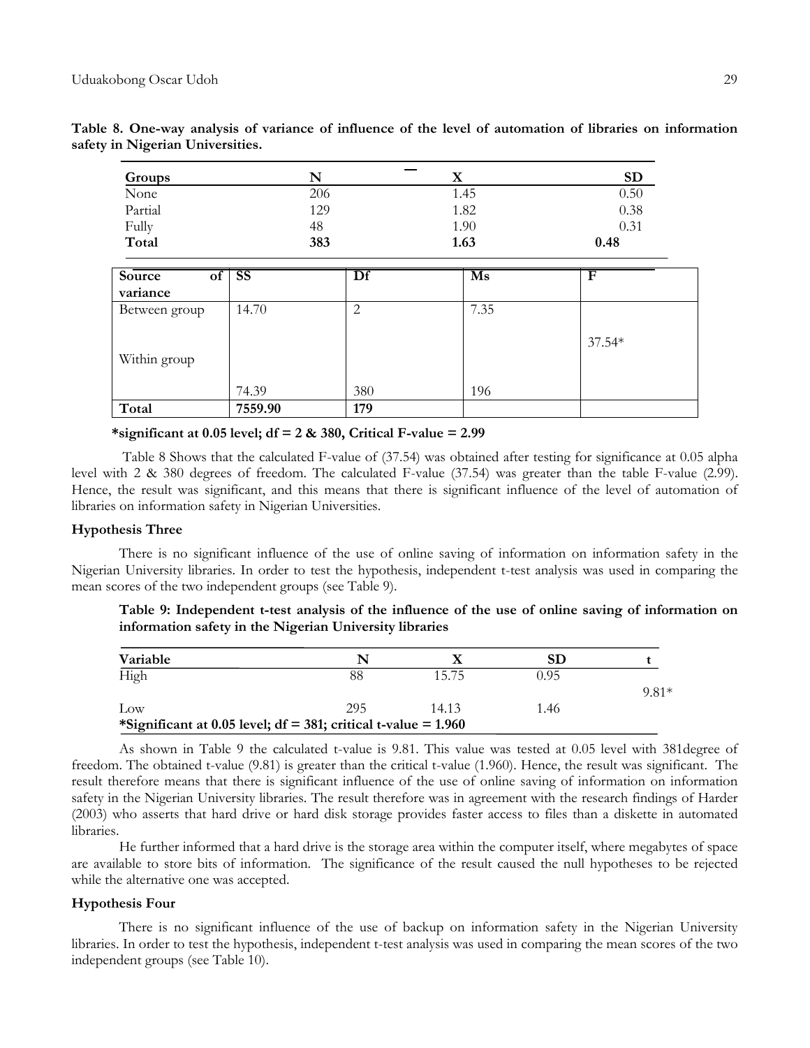**Table 8. One-way analysis of variance of influence of the level of automation of libraries on information safety in Nigerian Universities.**

| Groups | N | $\bar{X}$ | SD |
|---|---|---|---|
| None | 206 | 1.45 | 0.50 |
| Partial | 129 | 1.82 | 0.38 |
| Fully | 48 | 1.90 | 0.31 |
| **Total** | **383** | **1.63** | **0.48** |

| Source of variance | SS | Df | Ms | F |
|---|---|---|---|---|
| Between group | 14.70 | 2 | 7.35 | 37.54* |
| Within group | 74.39 | 380 | 196 | |
| **Total** | **7559.90** | **179** | | |

**\*significant at 0.05 level; df = 2 & 380, Critical F-value = 2.99**

Table 8 Shows that the calculated F-value of (37.54) was obtained after testing for significance at 0.05 alpha level with 2 & 380 degrees of freedom. The calculated F-value (37.54) was greater than the table F-value (2.99). Hence, the result was significant, and this means that there is significant influence of the level of automation of libraries on information safety in Nigerian Universities.

**Hypothesis Three**

There is no significant influence of the use of online saving of information on information safety in the Nigerian University libraries. In order to test the hypothesis, independent t-test analysis was used in comparing the mean scores of the two independent groups (see Table 9).

**Table 9: Independent t-test analysis of the influence of the use of online saving of information on information safety in the Nigerian University libraries**

| Variable | N | $\bar{X}$ | SD | t |
|---|---|---|---|---|
| High | 88 | 15.75 | 0.95 | 9.81* |
| Low | 295 | 14.13 | 1.46 | |

**\*Significant at 0.05 level; df = 381; critical t-value = 1.960**

As shown in Table 9 the calculated t-value is 9.81. This value was tested at 0.05 level with 381degree of freedom. The obtained t-value (9.81) is greater than the critical t-value (1.960). Hence, the result was significant. The result therefore means that there is significant influence of the use of online saving of information on information safety in the Nigerian University libraries. The result therefore was in agreement with the research findings of Harder (2003) who asserts that hard drive or hard disk storage provides faster access to files than a diskette in automated libraries.

He further informed that a hard drive is the storage area within the computer itself, where megabytes of space are available to store bits of information. The significance of the result caused the null hypotheses to be rejected while the alternative one was accepted.

**Hypothesis Four**

There is no significant influence of the use of backup on information safety in the Nigerian University libraries. In order to test the hypothesis, independent t-test analysis was used in comparing the mean scores of the two independent groups (see Table 10).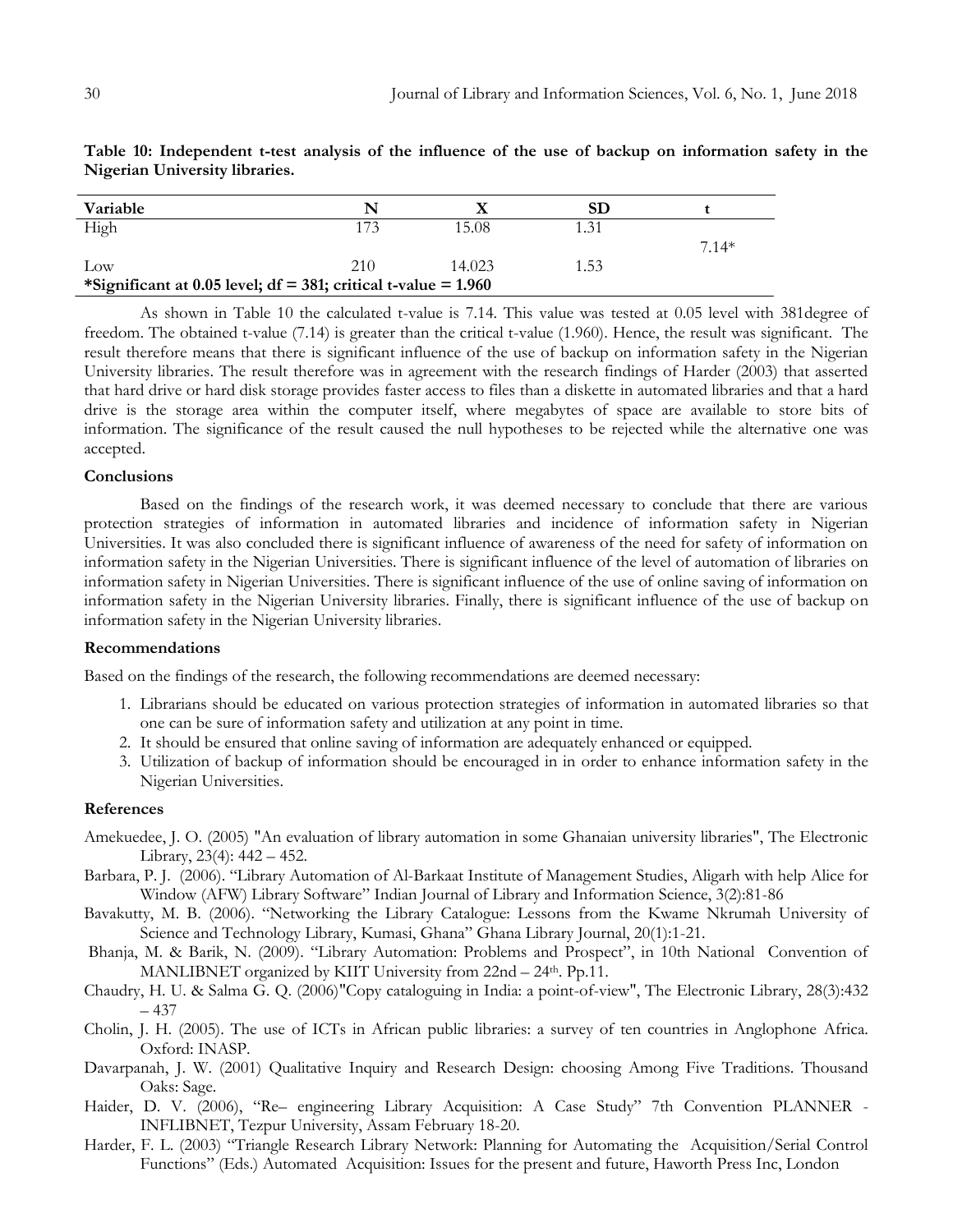**Table 10: Independent t-test analysis of the influence of the use of backup on information safety in the Nigerian University libraries.**

| Variable | N | X | SD | t |
|---|---|---|---|---|
| High | 173 | 15.08 | 1.31 | |
| | | | | 7.14* |
| Low | 210 | 14.023 | 1.53 | |

***Significant at 0.05 level; df = 381; critical t-value = 1.960**

As shown in Table 10 the calculated t-value is 7.14. This value was tested at 0.05 level with 381degree of freedom. The obtained t-value (7.14) is greater than the critical t-value (1.960). Hence, the result was significant. The result therefore means that there is significant influence of the use of backup on information safety in the Nigerian University libraries. The result therefore was in agreement with the research findings of Harder (2003) that asserted that hard drive or hard disk storage provides faster access to files than a diskette in automated libraries and that a hard drive is the storage area within the computer itself, where megabytes of space are available to store bits of information. The significance of the result caused the null hypotheses to be rejected while the alternative one was accepted.

## Conclusions

Based on the findings of the research work, it was deemed necessary to conclude that there are various protection strategies of information in automated libraries and incidence of information safety in Nigerian Universities. It was also concluded there is significant influence of awareness of the need for safety of information on information safety in the Nigerian Universities. There is significant influence of the level of automation of libraries on information safety in Nigerian Universities. There is significant influence of the use of online saving of information on information safety in the Nigerian University libraries. Finally, there is significant influence of the use of backup on information safety in the Nigerian University libraries.

## Recommendations

Based on the findings of the research, the following recommendations are deemed necessary:

1. Librarians should be educated on various protection strategies of information in automated libraries so that one can be sure of information safety and utilization at any point in time.
2. It should be ensured that online saving of information are adequately enhanced or equipped.
3. Utilization of backup of information should be encouraged in in order to enhance information safety in the Nigerian Universities.

## References

Amekuedee, J. O. (2005) "An evaluation of library automation in some Ghanaian university libraries", The Electronic Library, 23(4): 442 – 452.

Barbara, P. J. (2006). "Library Automation of Al-Barkaat Institute of Management Studies, Aligarh with help Alice for Window (AFW) Library Software" Indian Journal of Library and Information Science, 3(2):81-86

Bavakutty, M. B. (2006). "Networking the Library Catalogue: Lessons from the Kwame Nkrumah University of Science and Technology Library, Kumasi, Ghana" Ghana Library Journal, 20(1):1-21.

Bhanja, M. & Barik, N. (2009). "Library Automation: Problems and Prospect", in 10th National Convention of MANLIBNET organized by KIIT University from 22nd – 24th. Pp.11.

Chaudry, H. U. & Salma G. Q. (2006)"Copy cataloguing in India: a point-of-view", The Electronic Library, 28(3):432 – 437

Cholin, J. H. (2005). The use of ICTs in African public libraries: a survey of ten countries in Anglophone Africa. Oxford: INASP.

Davarpanah, J. W. (2001) Qualitative Inquiry and Research Design: choosing Among Five Traditions. Thousand Oaks: Sage.

Haider, D. V. (2006), "Re– engineering Library Acquisition: A Case Study" 7th Convention PLANNER - INFLIBNET, Tezpur University, Assam February 18-20.

Harder, F. L. (2003) "Triangle Research Library Network: Planning for Automating the Acquisition/Serial Control Functions" (Eds.) Automated Acquisition: Issues for the present and future, Haworth Press Inc, London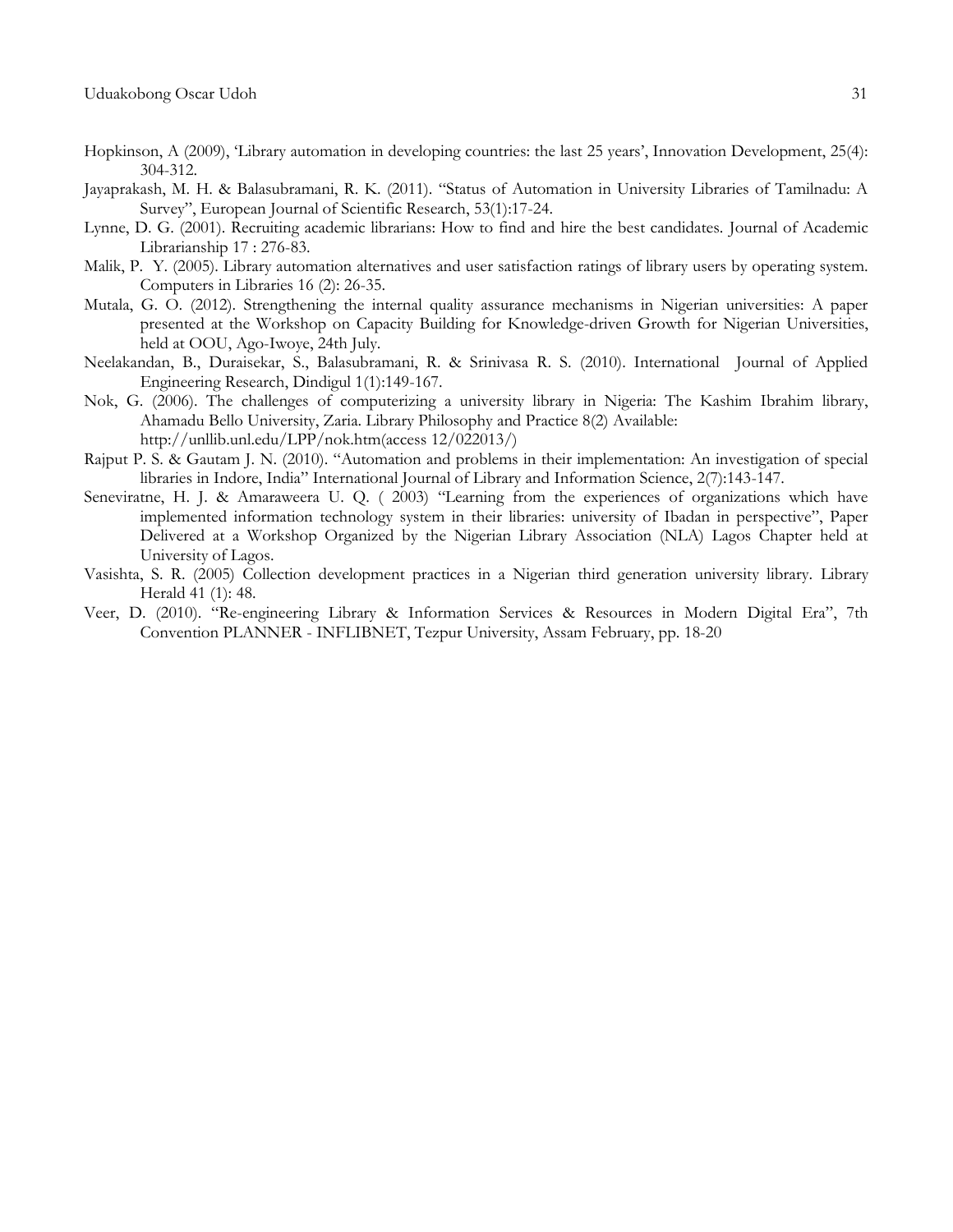Hopkinson, A (2009), 'Library automation in developing countries: the last 25 years', Innovation Development, 25(4): 304-312.

Jayaprakash, M. H. & Balasubramani, R. K. (2011). "Status of Automation in University Libraries of Tamilnadu: A Survey", European Journal of Scientific Research, 53(1):17-24.

Lynne, D. G. (2001). Recruiting academic librarians: How to find and hire the best candidates. Journal of Academic Librarianship 17 : 276-83.

Malik, P. Y. (2005). Library automation alternatives and user satisfaction ratings of library users by operating system. Computers in Libraries 16 (2): 26-35.

Mutala, G. O. (2012). Strengthening the internal quality assurance mechanisms in Nigerian universities: A paper presented at the Workshop on Capacity Building for Knowledge-driven Growth for Nigerian Universities, held at OOU, Ago-Iwoye, 24th July.

Neelakandan, B., Duraisekar, S., Balasubramani, R. & Srinivasa R. S. (2010). International Journal of Applied Engineering Research, Dindigul 1(1):149-167.

Nok, G. (2006). The challenges of computerizing a university library in Nigeria: The Kashim Ibrahim library, Ahamadu Bello University, Zaria. Library Philosophy and Practice 8(2) Available: http://unllib.unl.edu/LPP/nok.htm(access 12/022013/)

Rajput P. S. & Gautam J. N. (2010). "Automation and problems in their implementation: An investigation of special libraries in Indore, India" International Journal of Library and Information Science, 2(7):143-147.

Seneviratne, H. J. & Amaraweera U. Q. ( 2003) "Learning from the experiences of organizations which have implemented information technology system in their libraries: university of Ibadan in perspective", Paper Delivered at a Workshop Organized by the Nigerian Library Association (NLA) Lagos Chapter held at University of Lagos.

Vasishta, S. R. (2005) Collection development practices in a Nigerian third generation university library. Library Herald 41 (1): 48.

Veer, D. (2010). "Re-engineering Library & Information Services & Resources in Modern Digital Era", 7th Convention PLANNER - INFLIBNET, Tezpur University, Assam February, pp. 18-20